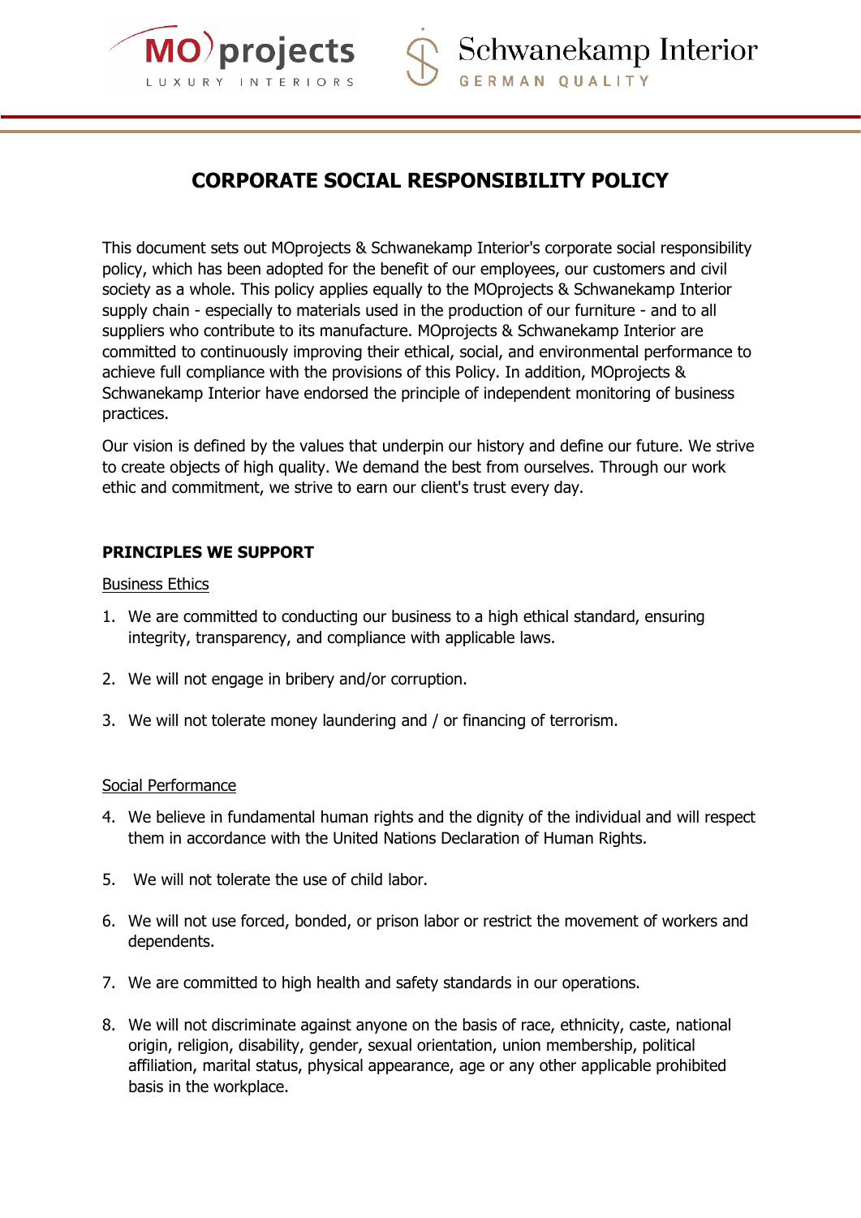# CORPORATE SOCIAL RESPONSIBILITY POLICY

This document sets out MOprojects & Schwanekamp Interior's corporate social responsibility policy, which has been adopted for the benefit of our employees, our customers and civil society as a whole. This policy applies equally to the MOprojects & Schwanekamp Interior supply chain - especially to materials used in the production of our furniture - and to all suppliers who contribute to its manufacture. MOprojects & Schwanekamp Interior are committed to continuously improving their ethical, social, and environmental performance to achieve full compliance with the provisions of this Policy. In addition, MOprojects & Schwanekamp Interior have endorsed the principle of independent monitoring of business practices.

Our vision is defined by the values that underpin our history and define our future. We strive to create objects of high quality. We demand the best from ourselves. Through our work ethic and commitment, we strive to earn our client's trust every day.

## PRINCIPLES WE SUPPORT

### Business Ethics

1. We are committed to conducting our business to a high ethical standard, ensuring integrity, transparency, and compliance with applicable laws.
2. We will not engage in bribery and/or corruption.
3. We will not tolerate money laundering and / or financing of terrorism.

### Social Performance

4. We believe in fundamental human rights and the dignity of the individual and will respect them in accordance with the United Nations Declaration of Human Rights.
5. We will not tolerate the use of child labor.
6. We will not use forced, bonded, or prison labor or restrict the movement of workers and dependents.
7. We are committed to high health and safety standards in our operations.
8. We will not discriminate against anyone on the basis of race, ethnicity, caste, national origin, religion, disability, gender, sexual orientation, union membership, political affiliation, marital status, physical appearance, age or any other applicable prohibited basis in the workplace.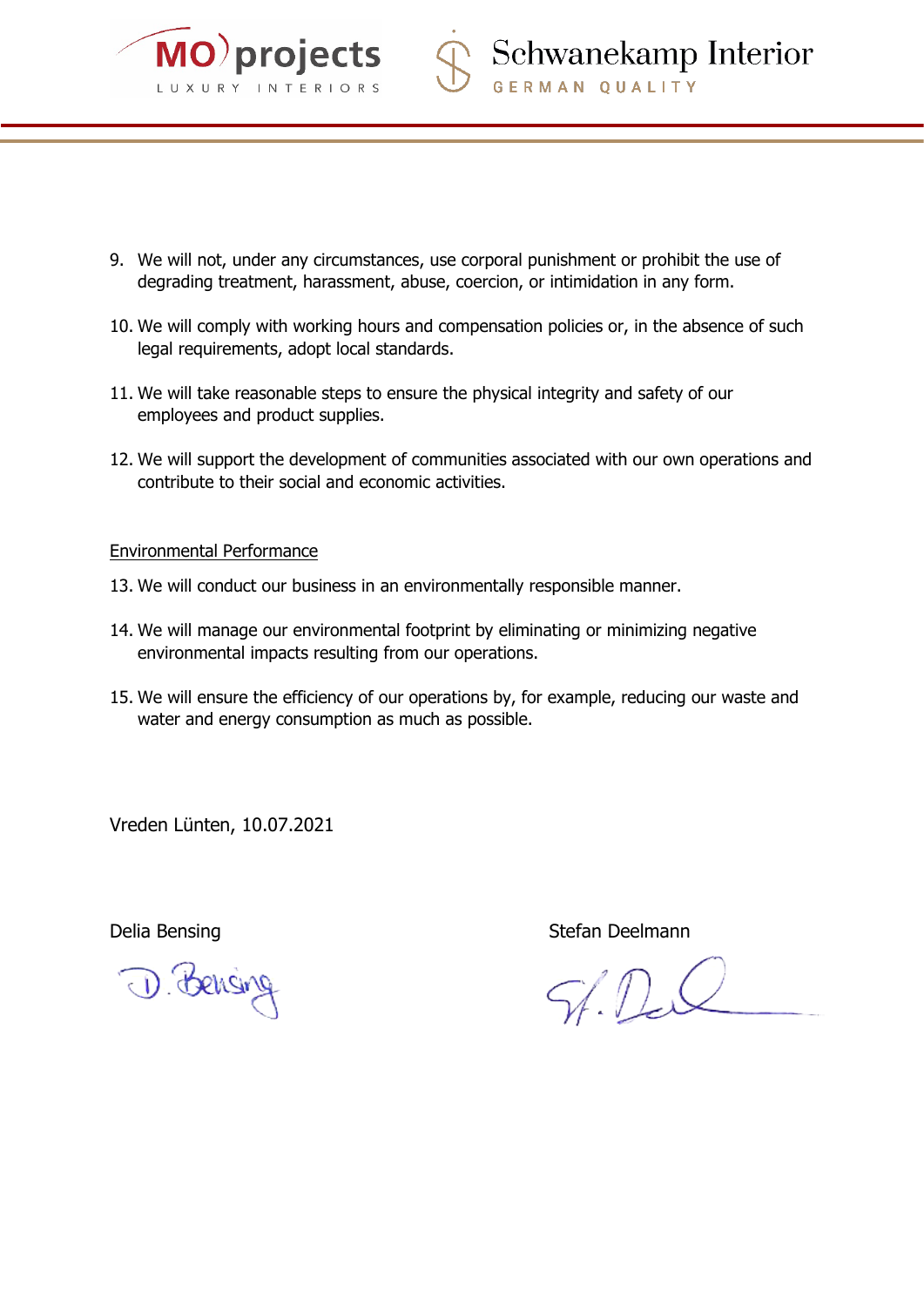9. We will not, under any circumstances, use corporal punishment or prohibit the use of degrading treatment, harassment, abuse, coercion, or intimidation in any form.

10. We will comply with working hours and compensation policies or, in the absence of such legal requirements, adopt local standards.

11. We will take reasonable steps to ensure the physical integrity and safety of our employees and product supplies.

12. We will support the development of communities associated with our own operations and contribute to their social and economic activities.

Environmental Performance

13. We will conduct our business in an environmentally responsible manner.

14. We will manage our environmental footprint by eliminating or minimizing negative environmental impacts resulting from our operations.

15. We will ensure the efficiency of our operations by, for example, reducing our waste and water and energy consumption as much as possible.

Vreden Lünten, 10.07.2021

Delia Bensing

D. Bensing

Stefan Deelmann